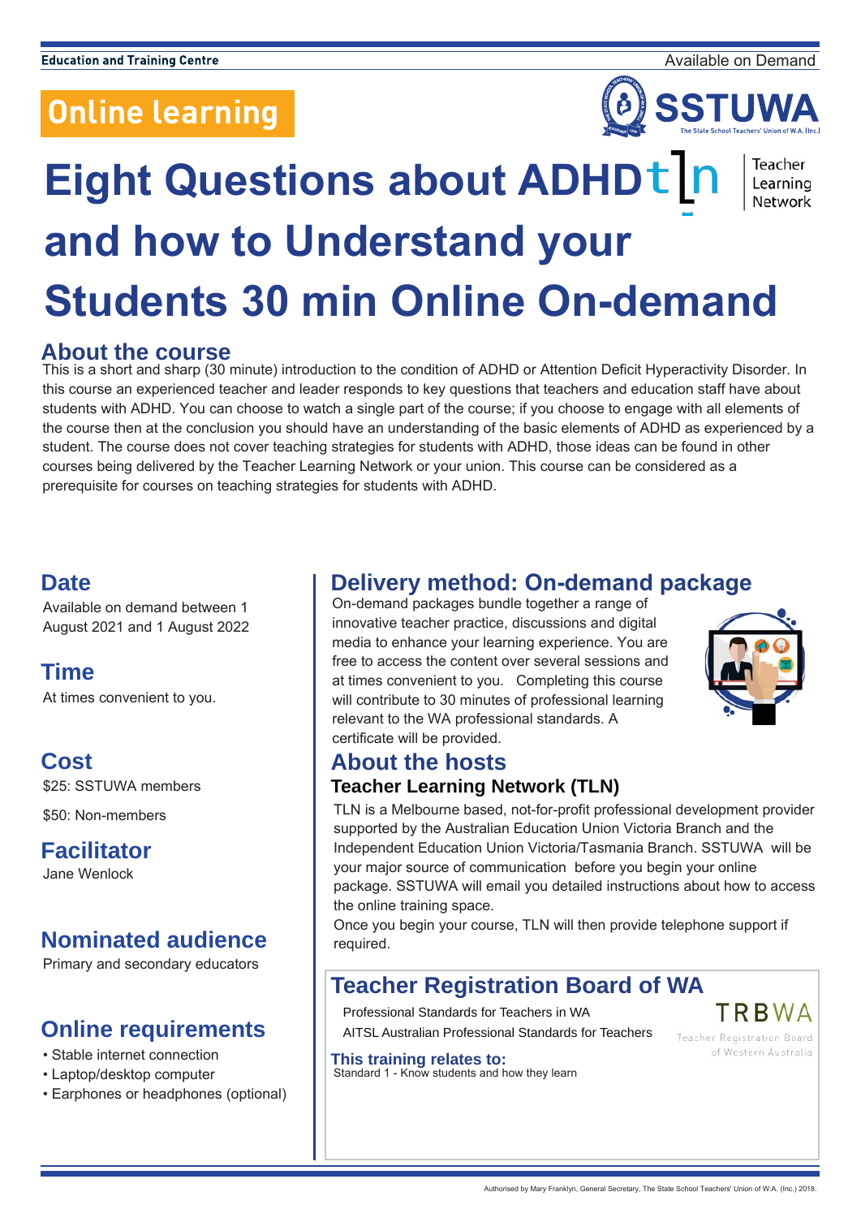Education and Training Centre

Available on Demand

# Online learning

SSTUWA
The State School Teachers' Union of W.A. (Inc.)

# Eight Questions about ADHD and how to Understand your Students 30 min Online On-demand

tln Teacher Learning Network

## About the course

This is a short and sharp (30 minute) introduction to the condition of ADHD or Attention Deficit Hyperactivity Disorder. In this course an experienced teacher and leader responds to key questions that teachers and education staff have about students with ADHD. You can choose to watch a single part of the course; if you choose to engage with all elements of the course then at the conclusion you should have an understanding of the basic elements of ADHD as experienced by a student. The course does not cover teaching strategies for students with ADHD, those ideas can be found in other courses being delivered by the Teacher Learning Network or your union. This course can be considered as a prerequisite for courses on teaching strategies for students with ADHD.

## Date

Available on demand between 1 August 2021 and 1 August 2022

## Time

At times convenient to you.

## Cost

$25: SSTUWA members

$50: Non-members

## Facilitator

Jane Wenlock

## Nominated audience

Primary and secondary educators

## Online requirements

- Stable internet connection
- Laptop/desktop computer
- Earphones or headphones (optional)

## Delivery method: On-demand package

On-demand packages bundle together a range of innovative teacher practice, discussions and digital media to enhance your learning experience. You are free to access the content over several sessions and at times convenient to you. Completing this course will contribute to 30 minutes of professional learning relevant to the WA professional standards. A certificate will be provided.

## About the hosts

### Teacher Learning Network (TLN)

TLN is a Melbourne based, not-for-profit professional development provider supported by the Australian Education Union Victoria Branch and the Independent Education Union Victoria/Tasmania Branch. SSTUWA will be your major source of communication before you begin your online package. SSTUWA will email you detailed instructions about how to access the online training space.

Once you begin your course, TLN will then provide telephone support if required.

## Teacher Registration Board of WA

Professional Standards for Teachers in WA

AITSL Australian Professional Standards for Teachers

TRBWA Teacher Registration Board of Western Australia

### This training relates to:

Standard 1 - Know students and how they learn

Authorised by Mary Franklyn, General Secretary, The State School Teachers' Union of W.A. (Inc.) 2018.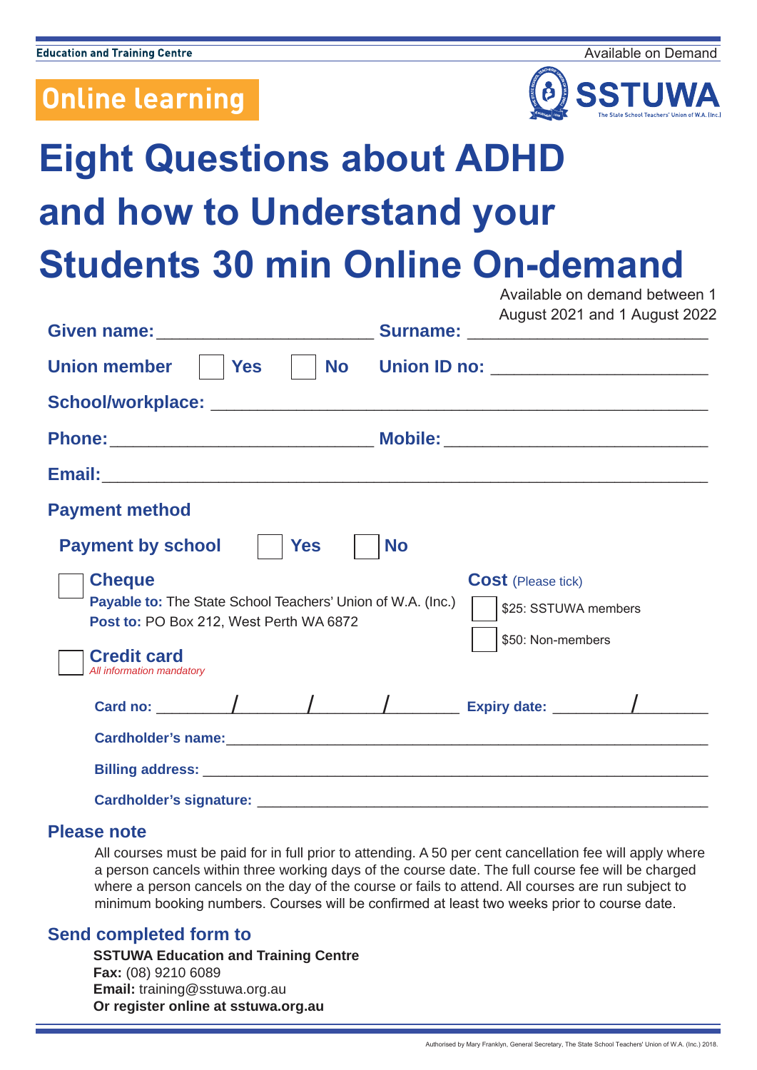Education and Training Centre

Available on Demand

Online learning

SSTUWA

The State School Teachers' Union of W.A. (Inc.)

# Eight Questions about ADHD and how to Understand your Students 30 min Online On-demand

Available on demand between 1 August 2021 and 1 August 2022

**Given name:** ______________________ **Surname:** ________________________

**Union member** ☐ **Yes** ☐ **No** **Union ID no:** ______________________

**School/workplace:** ________________________________________________

**Phone:** ___________________________ **Mobile:** ___________________________

**Email:** ________________________________________________________________

## Payment method

**Payment by school** ☐ **Yes** ☐ **No**

☐ **Cheque**

**Payable to:** The State School Teachers' Union of W.A. (Inc.)

**Post to:** PO Box 212, West Perth WA 6872

☐ **Credit card**

*All information mandatory*

**Cost** (Please tick)

☐ $25: SSTUWA members

☐ $50: Non-members

**Card no:** ________/________/________/________ **Expiry date:** ________/________

**Cardholder's name:** ________________________________________________

**Billing address:** ________________________________________________

**Cardholder's signature:** ________________________________________________

## Please note

All courses must be paid for in full prior to attending. A 50 per cent cancellation fee will apply where a person cancels within three working days of the course date. The full course fee will be charged where a person cancels on the day of the course or fails to attend. All courses are run subject to minimum booking numbers. Courses will be confirmed at least two weeks prior to course date.

## Send completed form to

**SSTUWA Education and Training Centre**
**Fax:** (08) 9210 6089
**Email:** training@sstuwa.org.au
**Or register online at sstuwa.org.au**

Authorised by Mary Franklyn, General Secretary, The State School Teachers' Union of W.A. (Inc.) 2018.